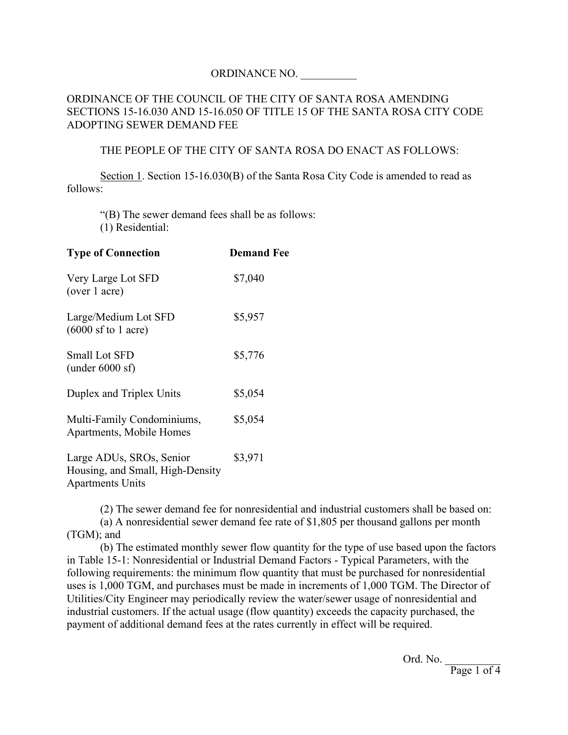ORDINANCE NO. __________

ORDINANCE OF THE COUNCIL OF THE CITY OF SANTA ROSA AMENDING SECTIONS 15-16.030 AND 15-16.050 OF TITLE 15 OF THE SANTA ROSA CITY CODE ADOPTING SEWER DEMAND FEE

THE PEOPLE OF THE CITY OF SANTA ROSA DO ENACT AS FOLLOWS:

Section 1. Section 15-16.030(B) of the Santa Rosa City Code is amended to read as follows:

"(B) The sewer demand fees shall be as follows:

(1) Residential:

| **Type of Connection** | **Demand Fee** |
|---|---|
| Very Large Lot SFD (over 1 acre) | $7,040 |
| Large/Medium Lot SFD (6000 sf to 1 acre) | $5,957 |
| Small Lot SFD (under 6000 sf) | $5,776 |
| Duplex and Triplex Units | $5,054 |
| Multi-Family Condominiums, Apartments, Mobile Homes | $5,054 |
| Large ADUs, SROs, Senior Housing, and Small, High-Density Apartments Units | $3,971 |

(2) The sewer demand fee for nonresidential and industrial customers shall be based on:

(a) A nonresidential sewer demand fee rate of $1,805 per thousand gallons per month (TGM); and

(b) The estimated monthly sewer flow quantity for the type of use based upon the factors in Table 15-1: Nonresidential or Industrial Demand Factors - Typical Parameters, with the following requirements: the minimum flow quantity that must be purchased for nonresidential uses is 1,000 TGM, and purchases must be made in increments of 1,000 TGM. The Director of Utilities/City Engineer may periodically review the water/sewer usage of nonresidential and industrial customers. If the actual usage (flow quantity) exceeds the capacity purchased, the payment of additional demand fees at the rates currently in effect will be required.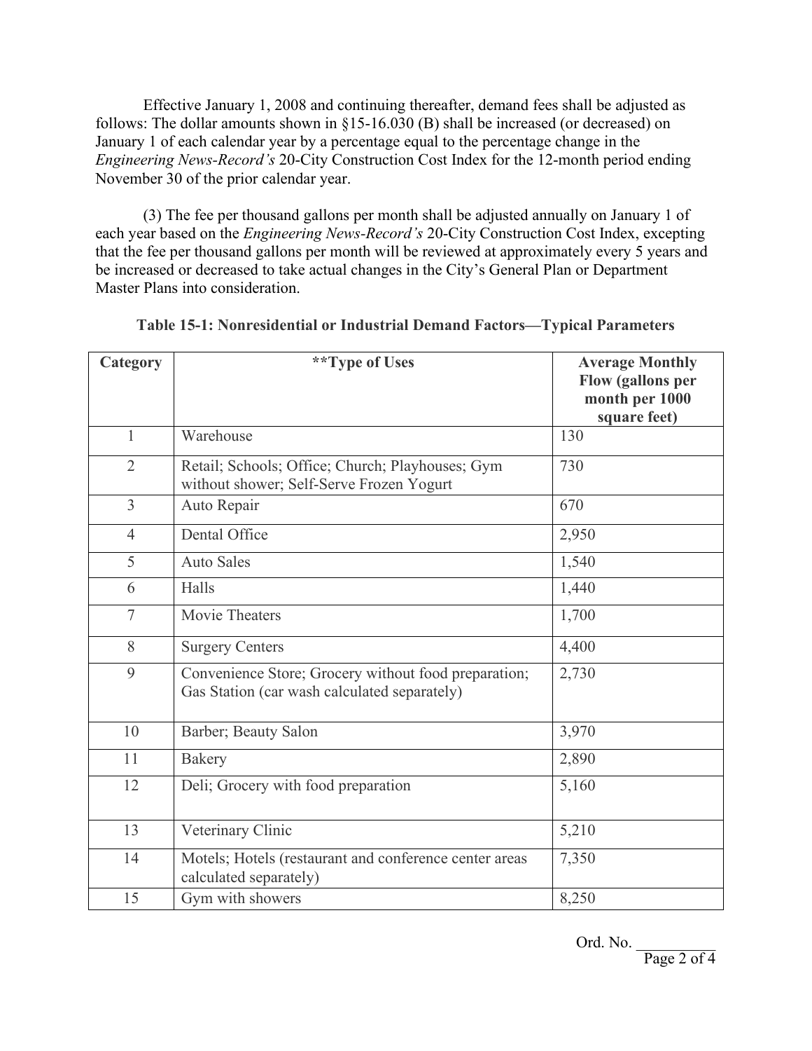Effective January 1, 2008 and continuing thereafter, demand fees shall be adjusted as follows: The dollar amounts shown in §15-16.030 (B) shall be increased (or decreased) on January 1 of each calendar year by a percentage equal to the percentage change in the *Engineering News-Record's* 20-City Construction Cost Index for the 12-month period ending November 30 of the prior calendar year.

(3) The fee per thousand gallons per month shall be adjusted annually on January 1 of each year based on the *Engineering News-Record's* 20-City Construction Cost Index, excepting that the fee per thousand gallons per month will be reviewed at approximately every 5 years and be increased or decreased to take actual changes in the City's General Plan or Department Master Plans into consideration.

**Table 15-1: Nonresidential or Industrial Demand Factors—Typical Parameters**

| Category | **Type of Uses | Average Monthly Flow (gallons per month per 1000 square feet) |
|---|---|---|
| 1 | Warehouse | 130 |
| 2 | Retail; Schools; Office; Church; Playhouses; Gym without shower; Self-Serve Frozen Yogurt | 730 |
| 3 | Auto Repair | 670 |
| 4 | Dental Office | 2,950 |
| 5 | Auto Sales | 1,540 |
| 6 | Halls | 1,440 |
| 7 | Movie Theaters | 1,700 |
| 8 | Surgery Centers | 4,400 |
| 9 | Convenience Store; Grocery without food preparation; Gas Station (car wash calculated separately) | 2,730 |
| 10 | Barber; Beauty Salon | 3,970 |
| 11 | Bakery | 2,890 |
| 12 | Deli; Grocery with food preparation | 5,160 |
| 13 | Veterinary Clinic | 5,210 |
| 14 | Motels; Hotels (restaurant and conference center areas calculated separately) | 7,350 |
| 15 | Gym with showers | 8,250 |

Ord. No. __________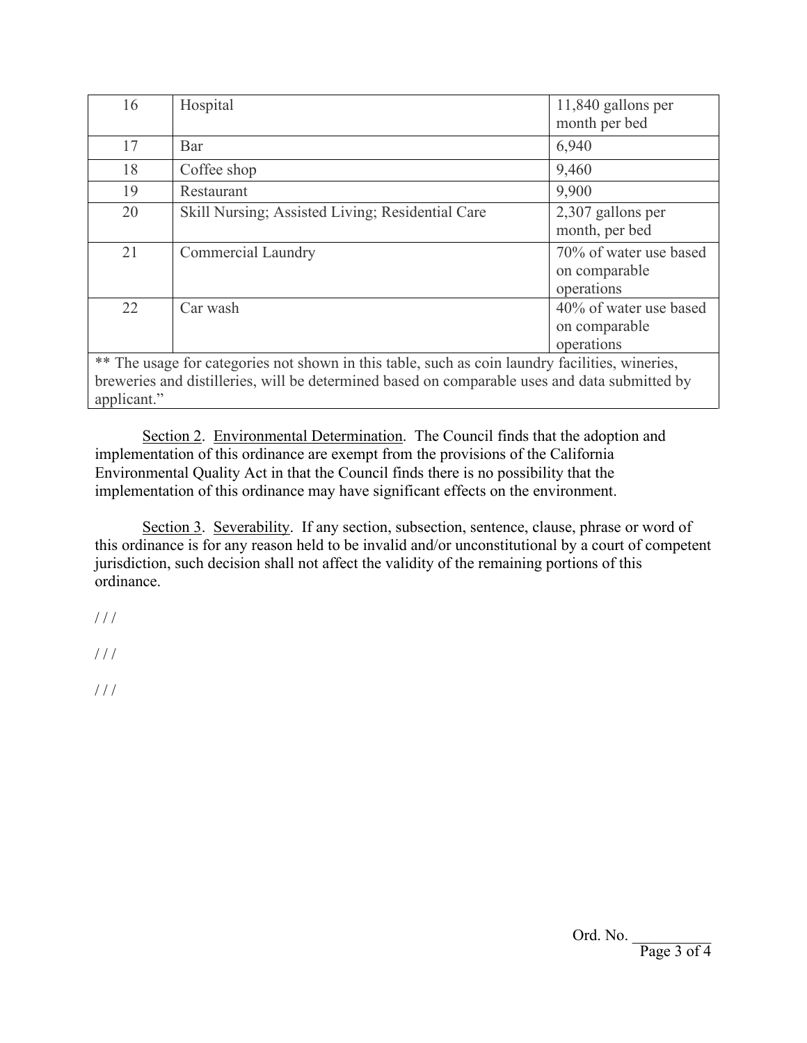| | | |
|---|---|---|
| 16 | Hospital | 11,840 gallons per month per bed |
| 17 | Bar | 6,940 |
| 18 | Coffee shop | 9,460 |
| 19 | Restaurant | 9,900 |
| 20 | Skill Nursing; Assisted Living; Residential Care | 2,307 gallons per month, per bed |
| 21 | Commercial Laundry | 70% of water use based on comparable operations |
| 22 | Car wash | 40% of water use based on comparable operations |
| ** The usage for categories not shown in this table, such as coin laundry facilities, wineries, breweries and distilleries, will be determined based on comparable uses and data submitted by applicant." | | |

Section 2. Environmental Determination. The Council finds that the adoption and implementation of this ordinance are exempt from the provisions of the California Environmental Quality Act in that the Council finds there is no possibility that the implementation of this ordinance may have significant effects on the environment.

Section 3. Severability. If any section, subsection, sentence, clause, phrase or word of this ordinance is for any reason held to be invalid and/or unconstitutional by a court of competent jurisdiction, such decision shall not affect the validity of the remaining portions of this ordinance.

/ / /

/ / /

/ / /

Ord. No. __________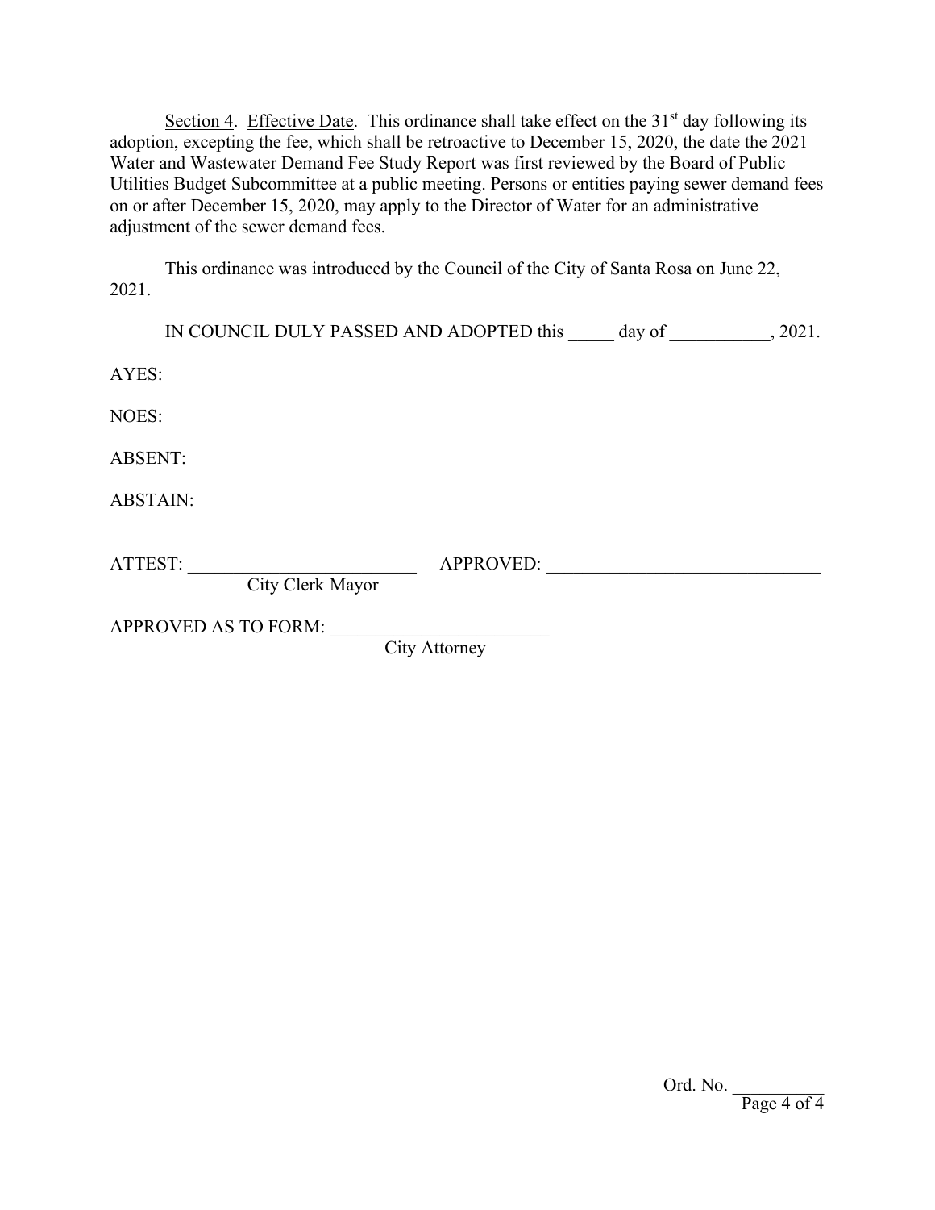Section 4. Effective Date. This ordinance shall take effect on the 31st day following its adoption, excepting the fee, which shall be retroactive to December 15, 2020, the date the 2021 Water and Wastewater Demand Fee Study Report was first reviewed by the Board of Public Utilities Budget Subcommittee at a public meeting. Persons or entities paying sewer demand fees on or after December 15, 2020, may apply to the Director of Water for an administrative adjustment of the sewer demand fees.

This ordinance was introduced by the Council of the City of Santa Rosa on June 22, 2021.

IN COUNCIL DULY PASSED AND ADOPTED this _____ day of ___________, 2021.

AYES:

NOES:

ABSENT:

ABSTAIN:

ATTEST: _________________________ APPROVED: ______________________________
City Clerk Mayor

APPROVED AS TO FORM: ________________________
City Attorney

Ord. No. __________